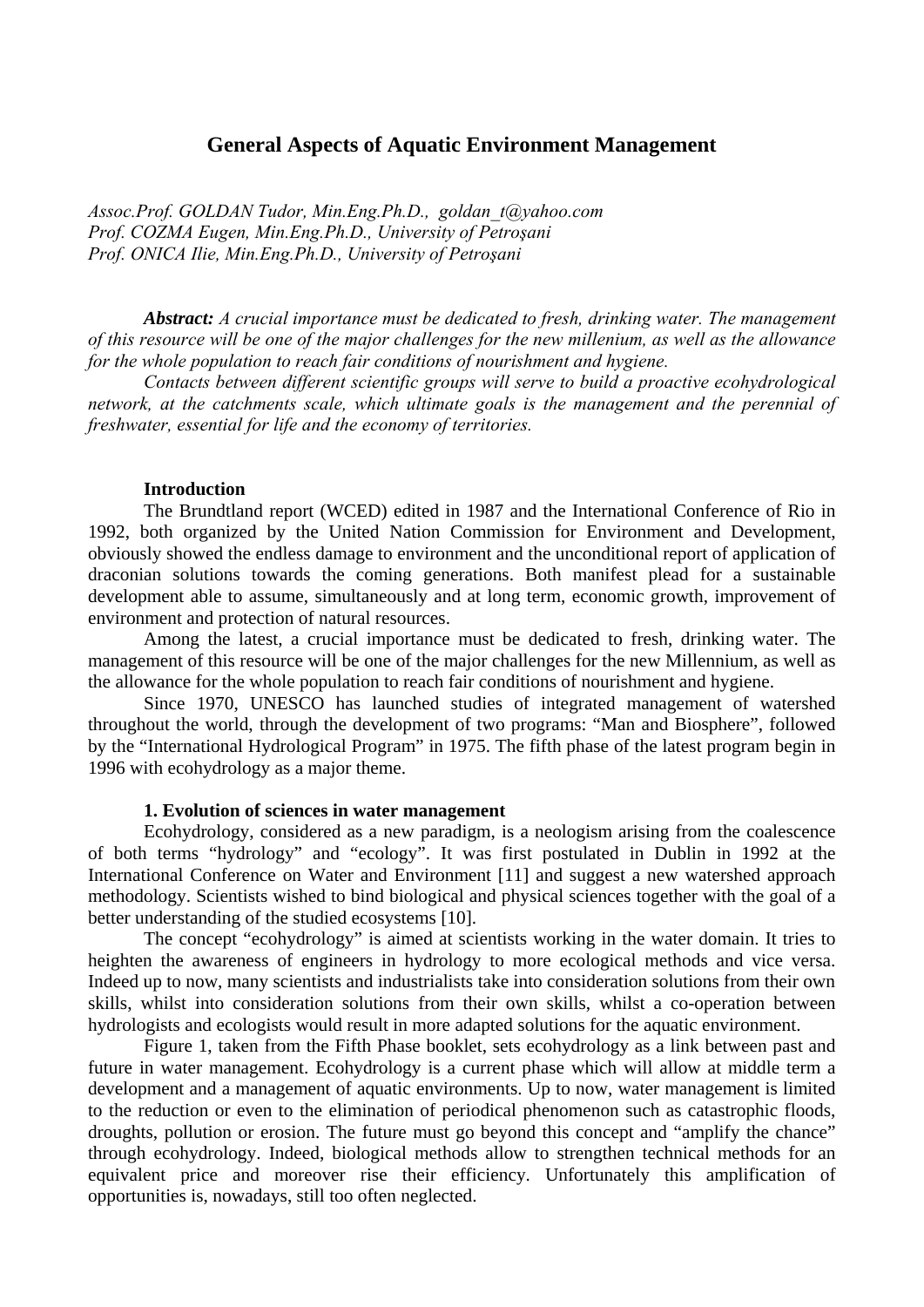# General Aspects of Aquatic Environment Management

*Assoc.Prof. GOLDAN Tudor, Min.Eng.Ph.D., goldan_t@yahoo.com*
*Prof. COZMA Eugen, Min.Eng.Ph.D., University of Petroşani*
*Prof. ONICA Ilie, Min.Eng.Ph.D., University of Petroşani*

***Abstract:*** *A crucial importance must be dedicated to fresh, drinking water. The management of this resource will be one of the major challenges for the new millenium, as well as the allowance for the whole population to reach fair conditions of nourishment and hygiene.*

*Contacts between different scientific groups will serve to build a proactive ecohydrological network, at the catchments scale, which ultimate goals is the management and the perennial of freshwater, essential for life and the economy of territories.*

## Introduction

The Brundtland report (WCED) edited in 1987 and the International Conference of Rio in 1992, both organized by the United Nation Commission for Environment and Development, obviously showed the endless damage to environment and the unconditional report of application of draconian solutions towards the coming generations. Both manifest plead for a sustainable development able to assume, simultaneously and at long term, economic growth, improvement of environment and protection of natural resources.

Among the latest, a crucial importance must be dedicated to fresh, drinking water. The management of this resource will be one of the major challenges for the new Millennium, as well as the allowance for the whole population to reach fair conditions of nourishment and hygiene.

Since 1970, UNESCO has launched studies of integrated management of watershed throughout the world, through the development of two programs: "Man and Biosphere", followed by the "International Hydrological Program" in 1975. The fifth phase of the latest program begin in 1996 with ecohydrology as a major theme.

## 1. Evolution of sciences in water management

Ecohydrology, considered as a new paradigm, is a neologism arising from the coalescence of both terms "hydrology" and "ecology". It was first postulated in Dublin in 1992 at the International Conference on Water and Environment [11] and suggest a new watershed approach methodology. Scientists wished to bind biological and physical sciences together with the goal of a better understanding of the studied ecosystems [10].

The concept "ecohydrology" is aimed at scientists working in the water domain. It tries to heighten the awareness of engineers in hydrology to more ecological methods and vice versa. Indeed up to now, many scientists and industrialists take into consideration solutions from their own skills, whilst into consideration solutions from their own skills, whilst a co-operation between hydrologists and ecologists would result in more adapted solutions for the aquatic environment.

Figure 1, taken from the Fifth Phase booklet, sets ecohydrology as a link between past and future in water management. Ecohydrology is a current phase which will allow at middle term a development and a management of aquatic environments. Up to now, water management is limited to the reduction or even to the elimination of periodical phenomenon such as catastrophic floods, droughts, pollution or erosion. The future must go beyond this concept and "amplify the chance" through ecohydrology. Indeed, biological methods allow to strengthen technical methods for an equivalent price and moreover rise their efficiency. Unfortunately this amplification of opportunities is, nowadays, still too often neglected.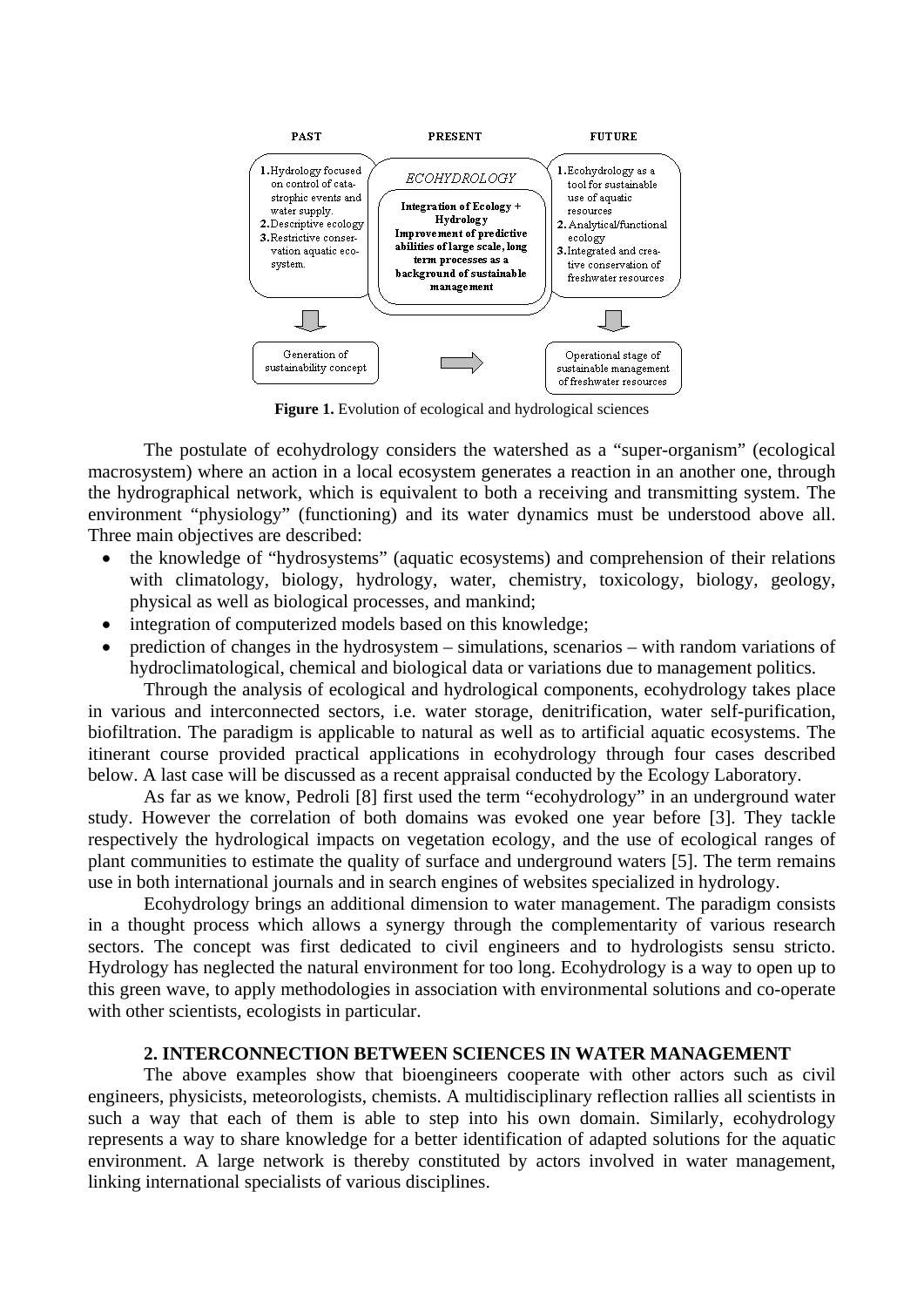| PAST | PRESENT | FUTURE |
| --- | --- | --- |
| 1. Hydrology focused on control of catastrophic events and water supply. 2. Descriptive ecology 3. Restrictive conservation aquatic ecosystem. | ECOHYDROLOGY: Integration of Ecology + Hydrology. Improvement of predictive abilities of large scale, long term processes as a background of sustainable management | 1. Ecohydrology as a tool for sustainable use of aquatic resources 2. Analytical/functional ecology 3. Integrated and creative conservation of freshwater resources |
| Generation of sustainability concept | → | Operational stage of sustainable management of freshwater resources |

**Figure 1.** Evolution of ecological and hydrological sciences

The postulate of ecohydrology considers the watershed as a "super-organism" (ecological macrosystem) where an action in a local ecosystem generates a reaction in an another one, through the hydrographical network, which is equivalent to both a receiving and transmitting system. The environment "physiology" (functioning) and its water dynamics must be understood above all. Three main objectives are described:

- the knowledge of "hydrosystems" (aquatic ecosystems) and comprehension of their relations with climatology, biology, hydrology, water, chemistry, toxicology, biology, geology, physical as well as biological processes, and mankind;
- integration of computerized models based on this knowledge;
- prediction of changes in the hydrosystem – simulations, scenarios – with random variations of hydroclimatological, chemical and biological data or variations due to management politics.

Through the analysis of ecological and hydrological components, ecohydrology takes place in various and interconnected sectors, i.e. water storage, denitrification, water self-purification, biofiltration. The paradigm is applicable to natural as well as to artificial aquatic ecosystems. The itinerant course provided practical applications in ecohydrology through four cases described below. A last case will be discussed as a recent appraisal conducted by the Ecology Laboratory.

As far as we know, Pedroli [8] first used the term "ecohydrology" in an underground water study. However the correlation of both domains was evoked one year before [3]. They tackle respectively the hydrological impacts on vegetation ecology, and the use of ecological ranges of plant communities to estimate the quality of surface and underground waters [5]. The term remains use in both international journals and in search engines of websites specialized in hydrology.

Ecohydrology brings an additional dimension to water management. The paradigm consists in a thought process which allows a synergy through the complementarity of various research sectors. The concept was first dedicated to civil engineers and to hydrologists sensu stricto. Hydrology has neglected the natural environment for too long. Ecohydrology is a way to open up to this green wave, to apply methodologies in association with environmental solutions and co-operate with other scientists, ecologists in particular.

## 2. INTERCONNECTION BETWEEN SCIENCES IN WATER MANAGEMENT

The above examples show that bioengineers cooperate with other actors such as civil engineers, physicists, meteorologists, chemists. A multidisciplinary reflection rallies all scientists in such a way that each of them is able to step into his own domain. Similarly, ecohydrology represents a way to share knowledge for a better identification of adapted solutions for the aquatic environment. A large network is thereby constituted by actors involved in water management, linking international specialists of various disciplines.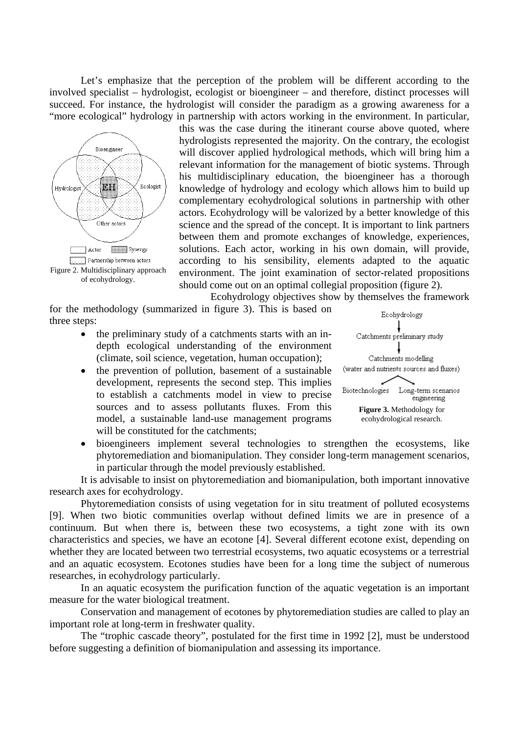Let's emphasize that the perception of the problem will be different according to the involved specialist – hydrologist, ecologist or bioengineer – and therefore, distinct processes will succeed. For instance, the hydrologist will consider the paradigm as a growing awareness for a "more ecological" hydrology in partnership with actors working in the environment. In particular, this was the case during the itinerant course above quoted, where hydrologists represented the majority. On the contrary, the ecologist will discover applied hydrological methods, which will bring him a relevant information for the management of biotic systems. Through his multidisciplinary education, the bioengineer has a thorough knowledge of hydrology and ecology which allows him to build up complementary ecohydrological solutions in partnership with other actors. Ecohydrology will be valorized by a better knowledge of this science and the spread of the concept. It is important to link partners between them and promote exchanges of knowledge, experiences, solutions. Each actor, working in his own domain, will provide, according to his sensibility, elements adapted to the aquatic environment. The joint examination of sector-related propositions should come out on an optimal collegial proposition (figure 2).

Figure 2. Multidisciplinary approach of ecohydrology.

Ecohydrology objectives show by themselves the framework for the methodology (summarized in figure 3). This is based on three steps:

- the preliminary study of a catchments starts with an in-depth ecological understanding of the environment (climate, soil science, vegetation, human occupation);
- the prevention of pollution, basement of a sustainable development, represents the second step. This implies to establish a catchments model in view to precise sources and to assess pollutants fluxes. From this model, a sustainable land-use management programs will be constituted for the catchments;
- bioengineers implement several technologies to strengthen the ecosystems, like phytoremediation and biomanipulation. They consider long-term management scenarios, in particular through the model previously established.

**Figure 3.** Methodology for ecohydrological research.

It is advisable to insist on phytoremediation and biomanipulation, both important innovative research axes for ecohydrology.

Phytoremediation consists of using vegetation for in situ treatment of polluted ecosystems [9]. When two biotic communities overlap without defined limits we are in presence of a continuum. But when there is, between these two ecosystems, a tight zone with its own characteristics and species, we have an ecotone [4]. Several different ecotone exist, depending on whether they are located between two terrestrial ecosystems, two aquatic ecosystems or a terrestrial and an aquatic ecosystem. Ecotones studies have been for a long time the subject of numerous researches, in ecohydrology particularly.

In an aquatic ecosystem the purification function of the aquatic vegetation is an important measure for the water biological treatment.

Conservation and management of ecotones by phytoremediation studies are called to play an important role at long-term in freshwater quality.

The "trophic cascade theory", postulated for the first time in 1992 [2], must be understood before suggesting a definition of biomanipulation and assessing its importance.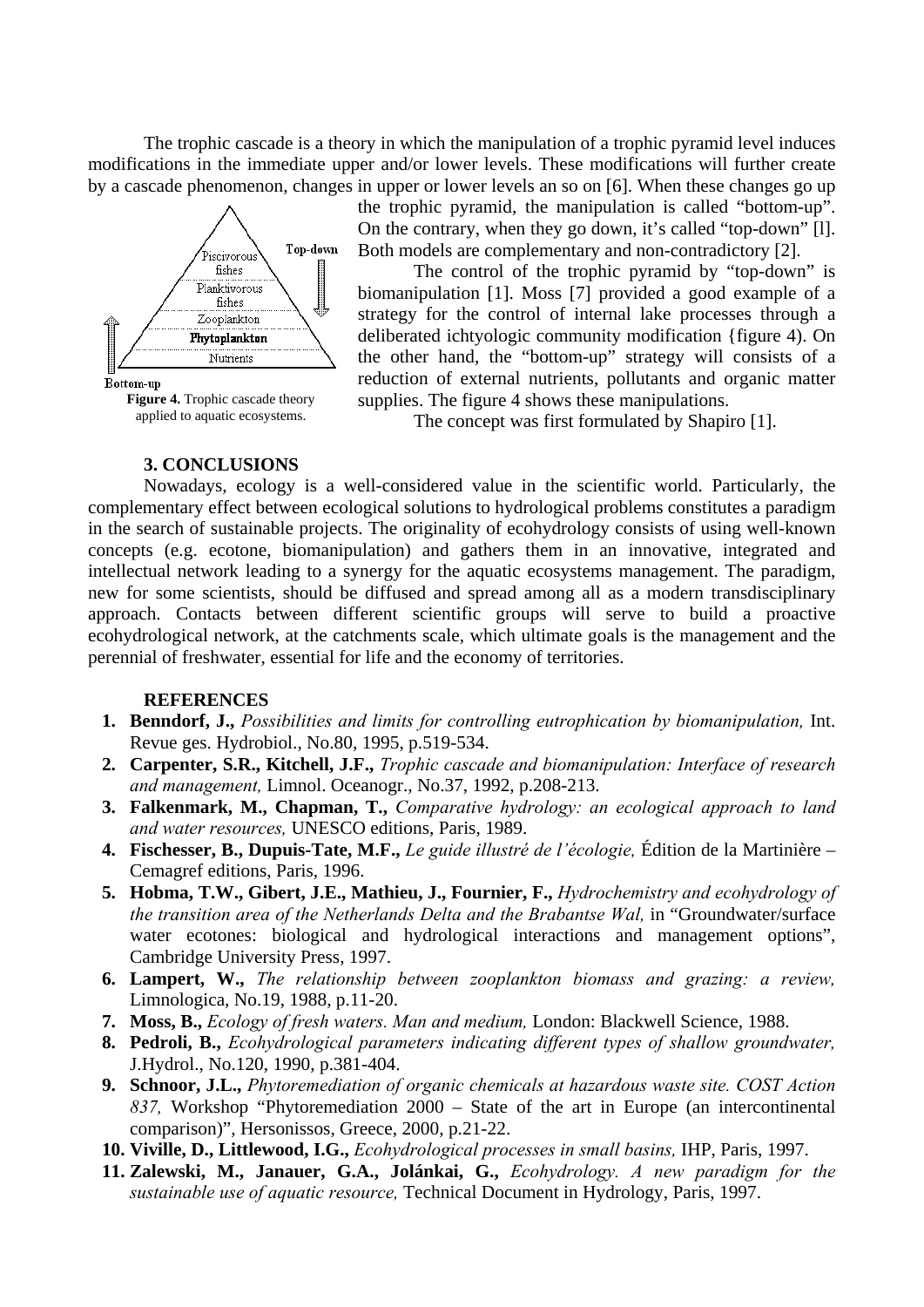The trophic cascade is a theory in which the manipulation of a trophic pyramid level induces modifications in the immediate upper and/or lower levels. These modifications will further create by a cascade phenomenon, changes in upper or lower levels an so on [6]. When these changes go up the trophic pyramid, the manipulation is called "bottom-up". On the contrary, when they go down, it's called "top-down" [l]. Both models are complementary and non-contradictory [2].

Piscivorous fishes
Planktivorous fishes
Zooplankton
Phytoplankton
Nutrients
Top-down
Bottom-up

**Figure 4.** Trophic cascade theory applied to aquatic ecosystems.

The control of the trophic pyramid by "top-down" is biomanipulation [1]. Moss [7] provided a good example of a strategy for the control of internal lake processes through a deliberated ichtyologic community modification {figure 4). On the other hand, the "bottom-up" strategy will consists of a reduction of external nutrients, pollutants and organic matter supplies. The figure 4 shows these manipulations.

The concept was first formulated by Shapiro [1].

## 3. CONCLUSIONS

Nowadays, ecology is a well-considered value in the scientific world. Particularly, the complementary effect between ecological solutions to hydrological problems constitutes a paradigm in the search of sustainable projects. The originality of ecohydrology consists of using well-known concepts (e.g. ecotone, biomanipulation) and gathers them in an innovative, integrated and intellectual network leading to a synergy for the aquatic ecosystems management. The paradigm, new for some scientists, should be diffused and spread among all as a modern transdisciplinary approach. Contacts between different scientific groups will serve to build a proactive ecohydrological network, at the catchments scale, which ultimate goals is the management and the perennial of freshwater, essential for life and the economy of territories.

## REFERENCES

1. **Benndorf, J.,** *Possibilities and limits for controlling eutrophication by biomanipulation,* Int. Revue ges. Hydrobiol., No.80, 1995, p.519-534.
2. **Carpenter, S.R., Kitchell, J.F.,** *Trophic cascade and biomanipulation: Interface of research and management,* Limnol. Oceanogr., No.37, 1992, p.208-213.
3. **Falkenmark, M., Chapman, T.,** *Comparative hydrology: an ecological approach to land and water resources,* UNESCO editions, Paris, 1989.
4. **Fischesser, B., Dupuis-Tate, M.F.,** *Le guide illustré de l'écologie,* Édition de la Martinière – Cemagref editions, Paris, 1996.
5. **Hobma, T.W., Gibert, J.E., Mathieu, J., Fournier, F.,** *Hydrochemistry and ecohydrology of the transition area of the Netherlands Delta and the Brabantse Wal,* in "Groundwater/surface water ecotones: biological and hydrological interactions and management options", Cambridge University Press, 1997.
6. **Lampert, W.,** *The relationship between zooplankton biomass and grazing: a review,* Limnologica, No.19, 1988, p.11-20.
7. **Moss, B.,** *Ecology of fresh waters. Man and medium,* London: Blackwell Science, 1988.
8. **Pedroli, B.,** *Ecohydrological parameters indicating different types of shallow groundwater,* J.Hydrol., No.120, 1990, p.381-404.
9. **Schnoor, J.L.,** *Phytoremediation of organic chemicals at hazardous waste site. COST Action 837,* Workshop "Phytoremediation 2000 – State of the art in Europe (an intercontinental comparison)", Hersonissos, Greece, 2000, p.21-22.
10. **Viville, D., Littlewood, I.G.,** *Ecohydrological processes in small basins,* IHP, Paris, 1997.
11. **Zalewski, M., Janauer, G.A., Jolánkai, G.,** *Ecohydrology. A new paradigm for the sustainable use of aquatic resource,* Technical Document in Hydrology, Paris, 1997.